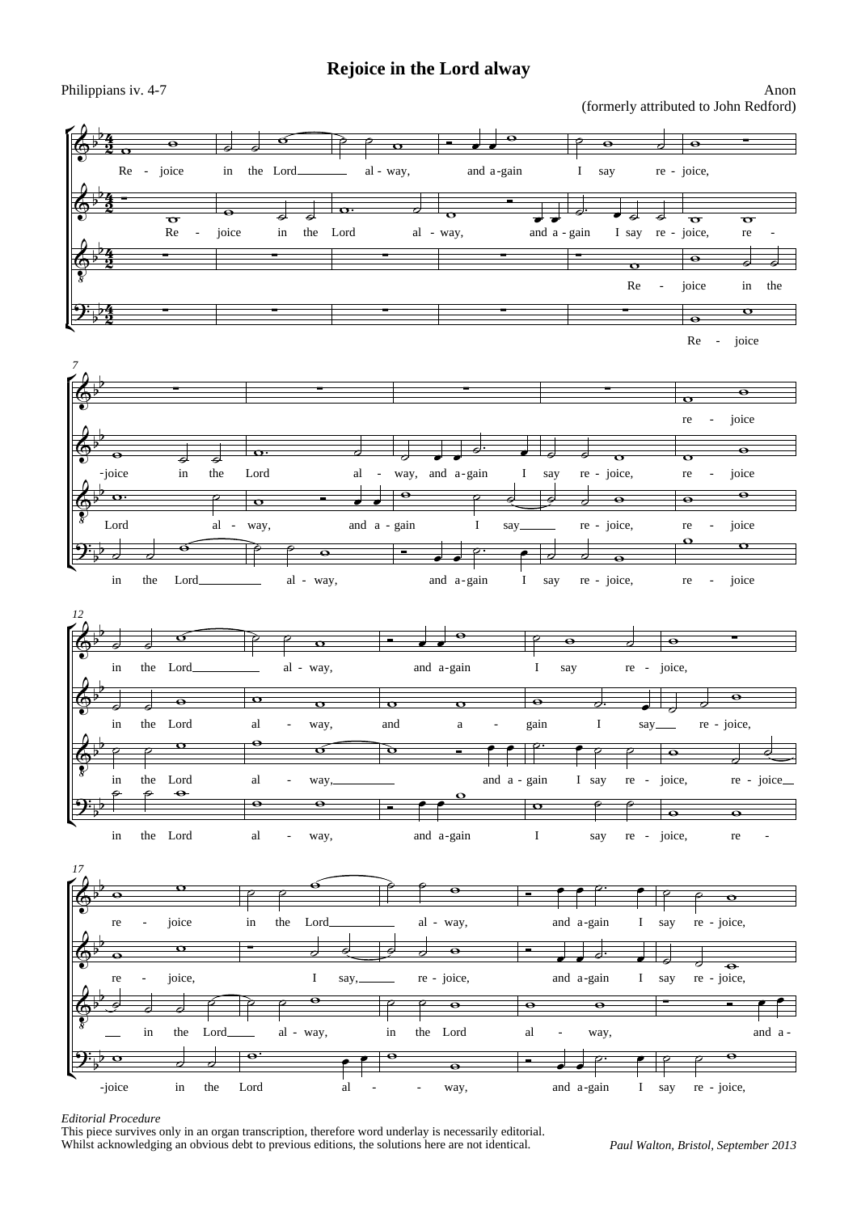# Rejoice in the Lord alway

Philippians iv. 4-7

Anon
(formerly attributed to John Redford)

*Editorial Procedure*
This piece survives only in an organ transcription, therefore word underlay is necessarily editorial.
Whilst acknowledging an obvious debt to previous editions, the solutions here are not identical.

*Paul Walton, Bristol, September 2013*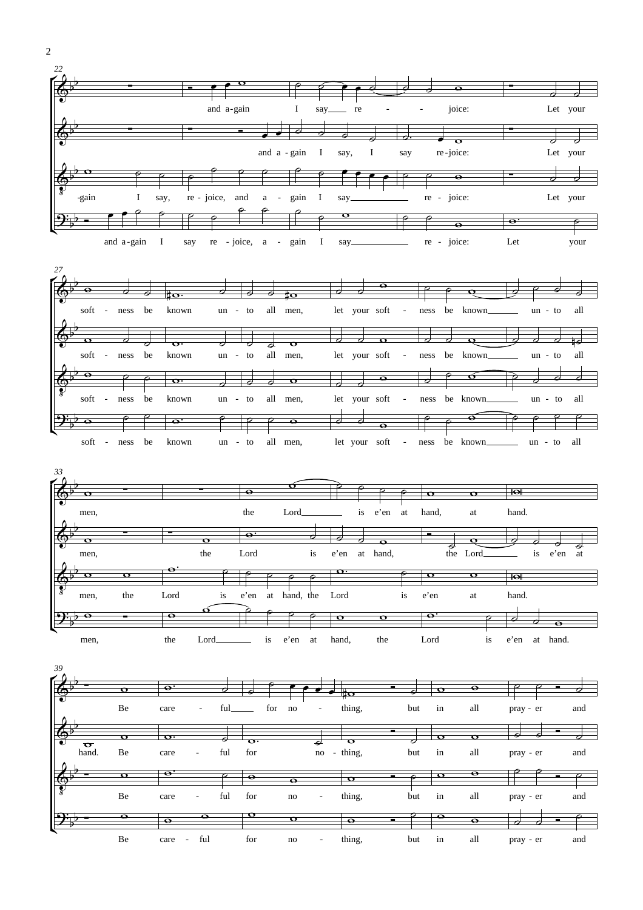22

and a-gain I say___ re - - joice: Let your

and a - gain I say, I say re-joice: Let your

-gain I say, re - joice, and a - gain I say___ re - joice: Let your

and a-gain I say re - joice, a - gain I say___ re - joice: Let your

27

soft - ness be known un - to all men, let your soft - ness be known___ un - to all

soft - ness be known un - to all men, let your soft - ness be known___ un - to all

soft - ness be known un - to all men, let your soft - ness be known___ un - to all

soft - ness be known un - to all men, let your soft - ness be known___ un - to all

33

men, the Lord___ is e'en at hand, at hand.

men, the Lord is e'en at hand, the Lord___ is e'en at

men, the Lord is e'en at hand, the Lord is e'en at hand.

men, the Lord___ is e'en at hand, the Lord is e'en at hand.

39

Be care - ful___ for no - thing, but in all pray - er and

hand. Be care - ful for no - thing, but in all pray - er and

Be care - ful for no - thing, but in all pray - er and

Be care - ful for no - thing, but in all pray - er and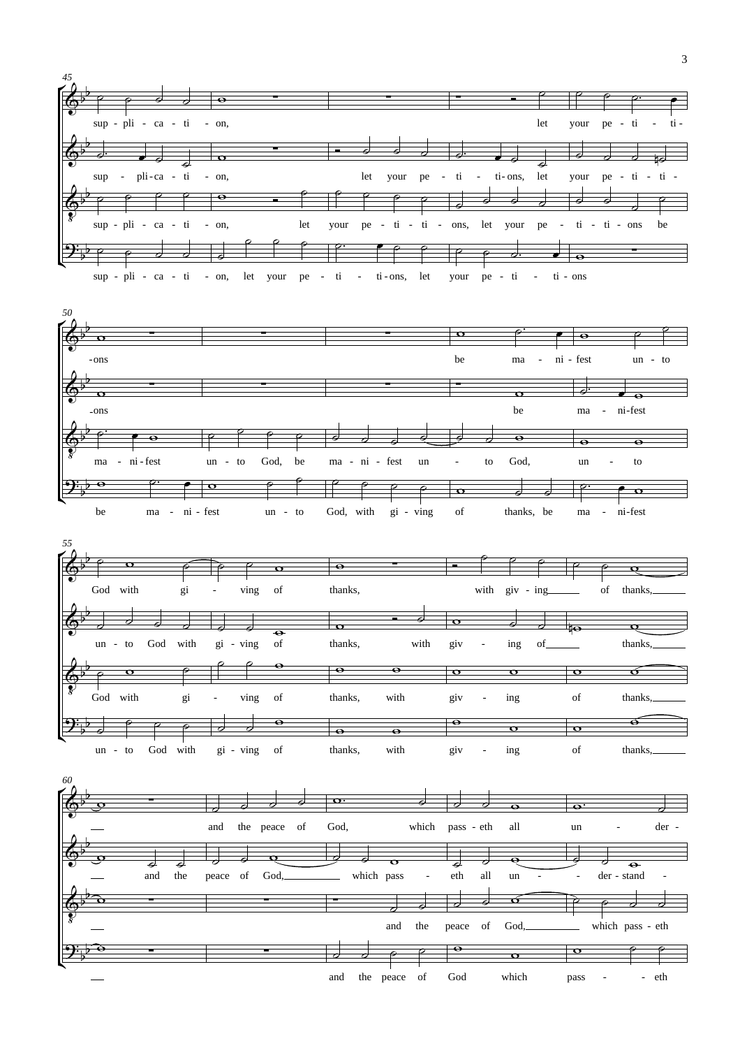45

sup - pli - ca - ti - on, let your pe - ti - ti-

sup - pli-ca - ti - on, let your pe - ti - ti- ons, let your pe - ti - ti -

sup - pli - ca - ti - on, let your pe - ti - ti - ons, let your pe - ti - ti - ons be

sup - pli - ca - ti - on, let your pe - ti - ti-ons, let your pe - ti - ti - ons

50

-ons be ma - ni - fest un - to

-ons be ma - ni-fest

ma - ni - fest un - to God, be ma - ni - fest un - to God, un - to

be ma - ni - fest un - to God, with gi - ving of thanks, be ma - ni-fest

55

God with gi - ving of thanks, with giv - ing___ of thanks,___

un - to God with gi - ving of thanks, with giv - ing of___ thanks,___

God with gi - ving of thanks, with giv - ing of thanks,___

un - to God with gi - ving of thanks, with giv - ing of thanks,___

60

___ and the peace of God, which pass - eth all un - der -

___ and the peace of God,_______ which pass - eth all un - der - stand -

___ and the peace of God,_______ which pass - eth

___ and the peace of God which pass - eth